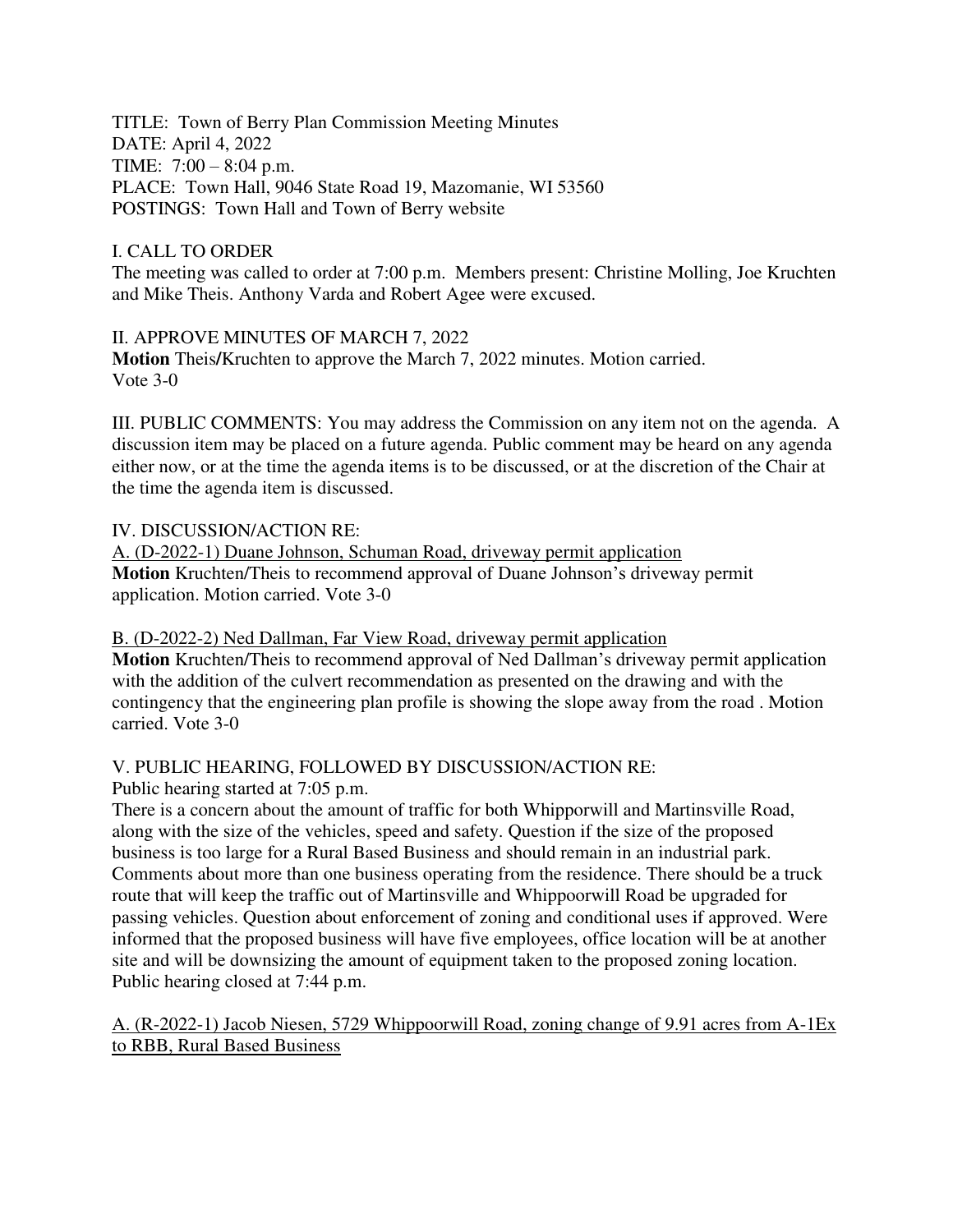TITLE: Town of Berry Plan Commission Meeting Minutes
DATE: April 4, 2022
TIME: 7:00 – 8:04 p.m.
PLACE: Town Hall, 9046 State Road 19, Mazomanie, WI 53560
POSTINGS: Town Hall and Town of Berry website

I. CALL TO ORDER

The meeting was called to order at 7:00 p.m. Members present: Christine Molling, Joe Kruchten and Mike Theis. Anthony Varda and Robert Agee were excused.

II. APPROVE MINUTES OF MARCH 7, 2022

**Motion** Theis/Kruchten to approve the March 7, 2022 minutes. Motion carried.
Vote 3-0

III. PUBLIC COMMENTS: You may address the Commission on any item not on the agenda. A discussion item may be placed on a future agenda. Public comment may be heard on any agenda either now, or at the time the agenda items is to be discussed, or at the discretion of the Chair at the time the agenda item is discussed.

IV. DISCUSSION/ACTION RE:

<u>A. (D-2022-1) Duane Johnson, Schuman Road, driveway permit application</u>

**Motion** Kruchten/Theis to recommend approval of Duane Johnson's driveway permit application. Motion carried. Vote 3-0

<u>B. (D-2022-2) Ned Dallman, Far View Road, driveway permit application</u>

**Motion** Kruchten/Theis to recommend approval of Ned Dallman's driveway permit application with the addition of the culvert recommendation as presented on the drawing and with the contingency that the engineering plan profile is showing the slope away from the road . Motion carried. Vote 3-0

V. PUBLIC HEARING, FOLLOWED BY DISCUSSION/ACTION RE:

Public hearing started at 7:05 p.m.

There is a concern about the amount of traffic for both Whipporwill and Martinsville Road, along with the size of the vehicles, speed and safety. Question if the size of the proposed business is too large for a Rural Based Business and should remain in an industrial park. Comments about more than one business operating from the residence. There should be a truck route that will keep the traffic out of Martinsville and Whippoorwill Road be upgraded for passing vehicles. Question about enforcement of zoning and conditional uses if approved. Were informed that the proposed business will have five employees, office location will be at another site and will be downsizing the amount of equipment taken to the proposed zoning location. Public hearing closed at 7:44 p.m.

<u>A. (R-2022-1) Jacob Niesen, 5729 Whippoorwill Road, zoning change of 9.91 acres from A-1Ex to RBB, Rural Based Business</u>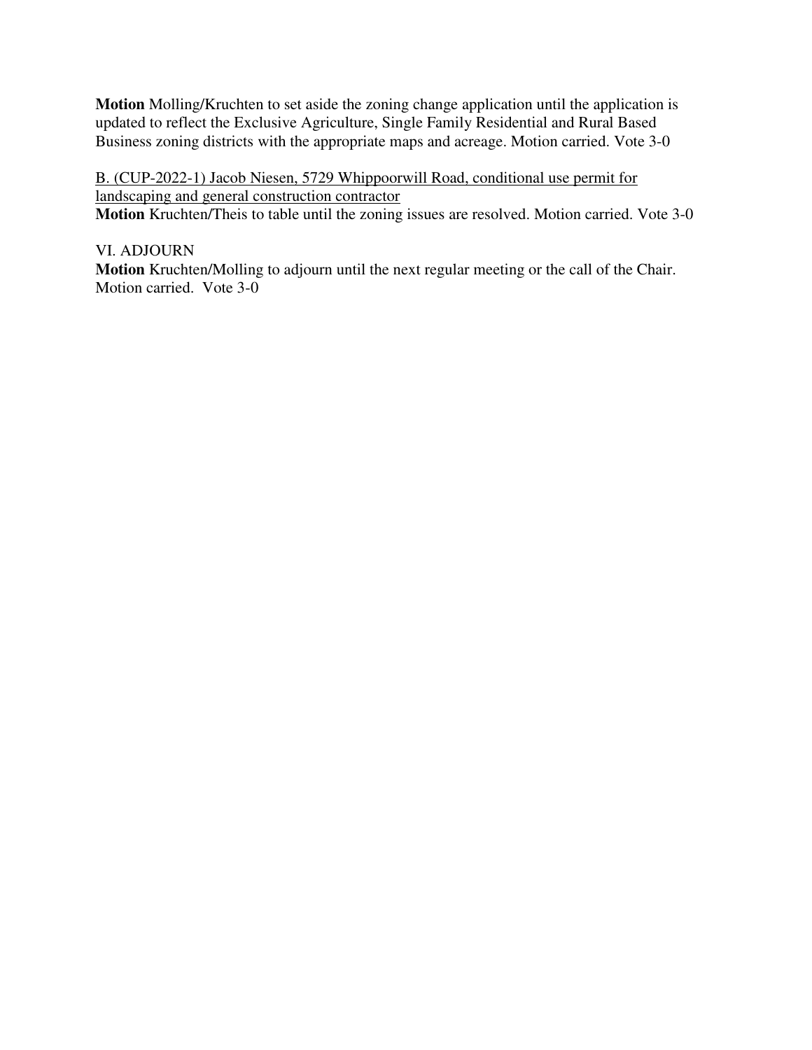**Motion** Molling/Kruchten to set aside the zoning change application until the application is updated to reflect the Exclusive Agriculture, Single Family Residential and Rural Based Business zoning districts with the appropriate maps and acreage. Motion carried. Vote 3-0

<u>B. (CUP-2022-1) Jacob Niesen, 5729 Whippoorwill Road, conditional use permit for landscaping and general construction contractor</u>

**Motion** Kruchten/Theis to table until the zoning issues are resolved. Motion carried. Vote 3-0

VI. ADJOURN

**Motion** Kruchten/Molling to adjourn until the next regular meeting or the call of the Chair. Motion carried. Vote 3-0